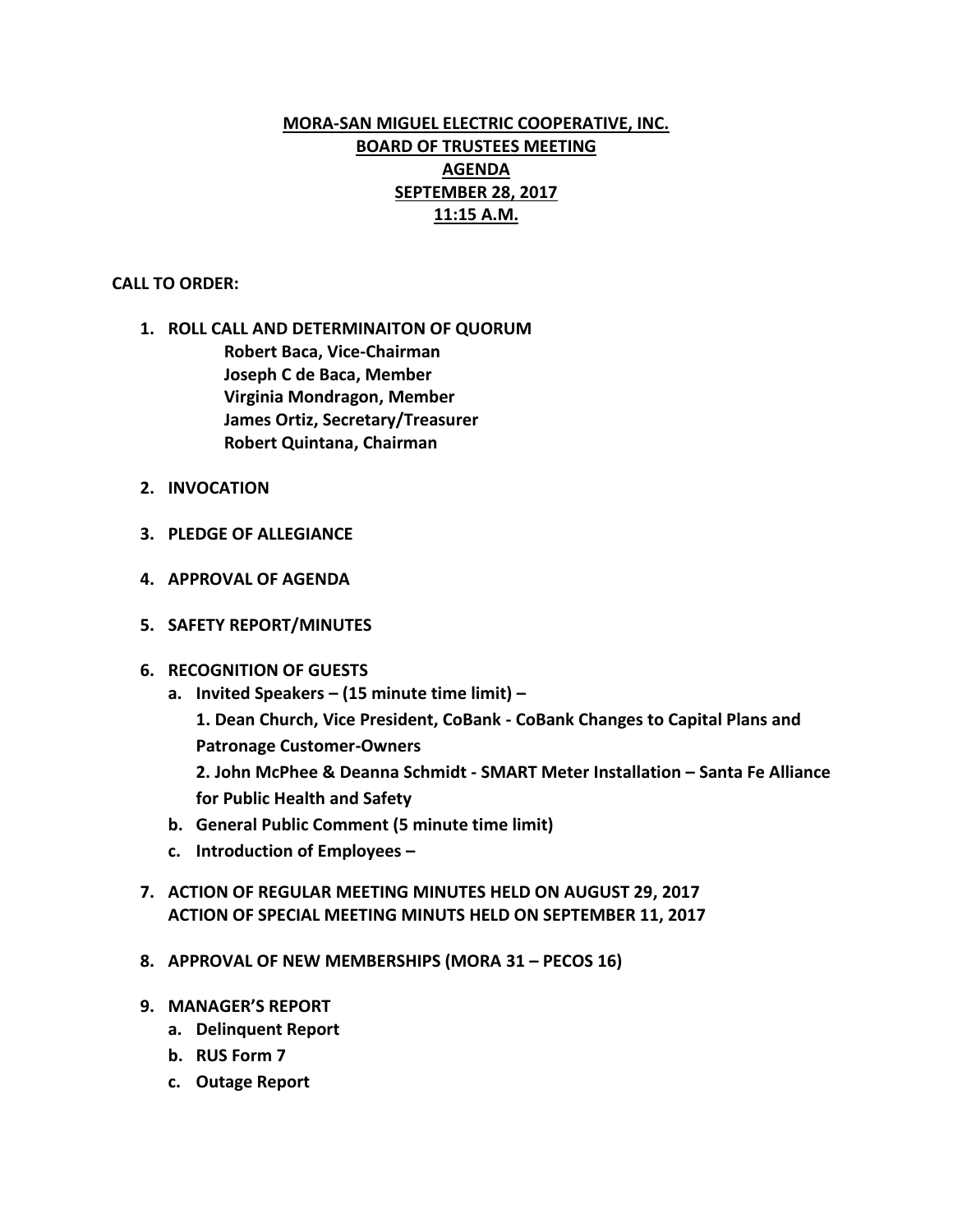# MORA-SAN MIGUEL ELECTRIC COOPERATIVE, INC.
## BOARD OF TRUSTEES MEETING
## AGENDA
## SEPTEMBER 28, 2017
## 11:15 A.M.

**CALL TO ORDER:**

1. **ROLL CALL AND DETERMINAITON OF QUORUM**
   - **Robert Baca, Vice-Chairman**
   - **Joseph C de Baca, Member**
   - **Virginia Mondragon, Member**
   - **James Ortiz, Secretary/Treasurer**
   - **Robert Quintana, Chairman**

2. **INVOCATION**

3. **PLEDGE OF ALLEGIANCE**

4. **APPROVAL OF AGENDA**

5. **SAFETY REPORT/MINUTES**

6. **RECOGNITION OF GUESTS**
   a. **Invited Speakers – (15 minute time limit) –**
      **1. Dean Church, Vice President, CoBank - CoBank Changes to Capital Plans and Patronage Customer-Owners**
      **2. John McPhee & Deanna Schmidt - SMART Meter Installation – Santa Fe Alliance for Public Health and Safety**
   b. **General Public Comment (5 minute time limit)**
   c. **Introduction of Employees –**

7. **ACTION OF REGULAR MEETING MINUTES HELD ON AUGUST 29, 2017**
   **ACTION OF SPECIAL MEETING MINUTS HELD ON SEPTEMBER 11, 2017**

8. **APPROVAL OF NEW MEMBERSHIPS (MORA 31 – PECOS 16)**

9. **MANAGER'S REPORT**
   a. **Delinquent Report**
   b. **RUS Form 7**
   c. **Outage Report**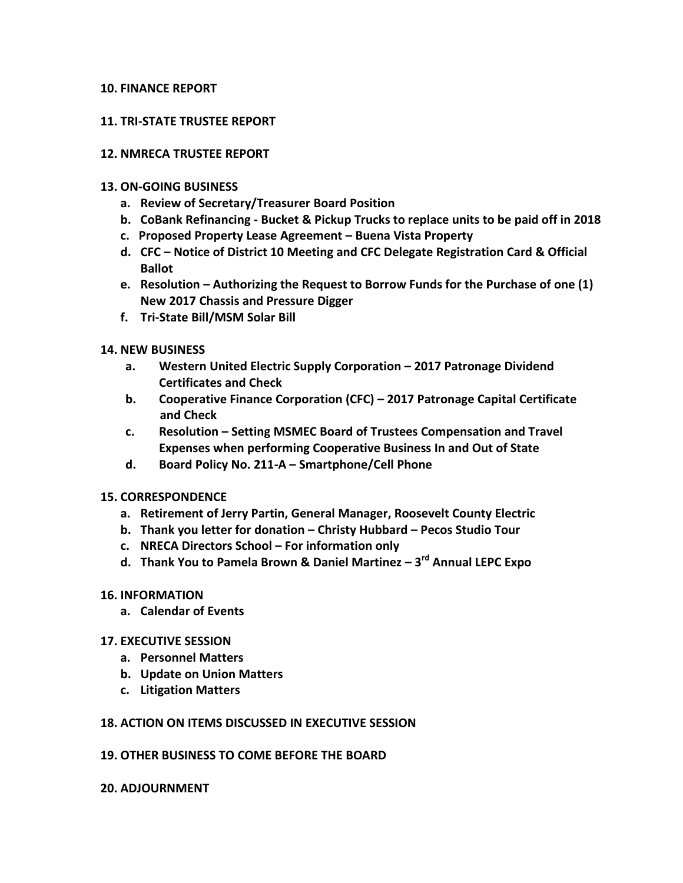**10. FINANCE REPORT**

**11. TRI-STATE TRUSTEE REPORT**

**12. NMRECA TRUSTEE REPORT**

**13. ON-GOING BUSINESS**

- a. **Review of Secretary/Treasurer Board Position**
- b. **CoBank Refinancing - Bucket & Pickup Trucks to replace units to be paid off in 2018**
- c. **Proposed Property Lease Agreement – Buena Vista Property**
- d. **CFC – Notice of District 10 Meeting and CFC Delegate Registration Card & Official Ballot**
- e. **Resolution – Authorizing the Request to Borrow Funds for the Purchase of one (1) New 2017 Chassis and Pressure Digger**
- f. **Tri-State Bill/MSM Solar Bill**

**14. NEW BUSINESS**

- a. **Western United Electric Supply Corporation – 2017 Patronage Dividend Certificates and Check**
- b. **Cooperative Finance Corporation (CFC) – 2017 Patronage Capital Certificate and Check**
- c. **Resolution – Setting MSMEC Board of Trustees Compensation and Travel Expenses when performing Cooperative Business In and Out of State**
- d. **Board Policy No. 211-A – Smartphone/Cell Phone**

**15. CORRESPONDENCE**

- a. **Retirement of Jerry Partin, General Manager, Roosevelt County Electric**
- b. **Thank you letter for donation – Christy Hubbard – Pecos Studio Tour**
- c. **NRECA Directors School – For information only**
- d. **Thank You to Pamela Brown & Daniel Martinez – 3rd Annual LEPC Expo**

**16. INFORMATION**

- a. **Calendar of Events**

**17. EXECUTIVE SESSION**

- a. **Personnel Matters**
- b. **Update on Union Matters**
- c. **Litigation Matters**

**18. ACTION ON ITEMS DISCUSSED IN EXECUTIVE SESSION**

**19. OTHER BUSINESS TO COME BEFORE THE BOARD**

**20. ADJOURNMENT**